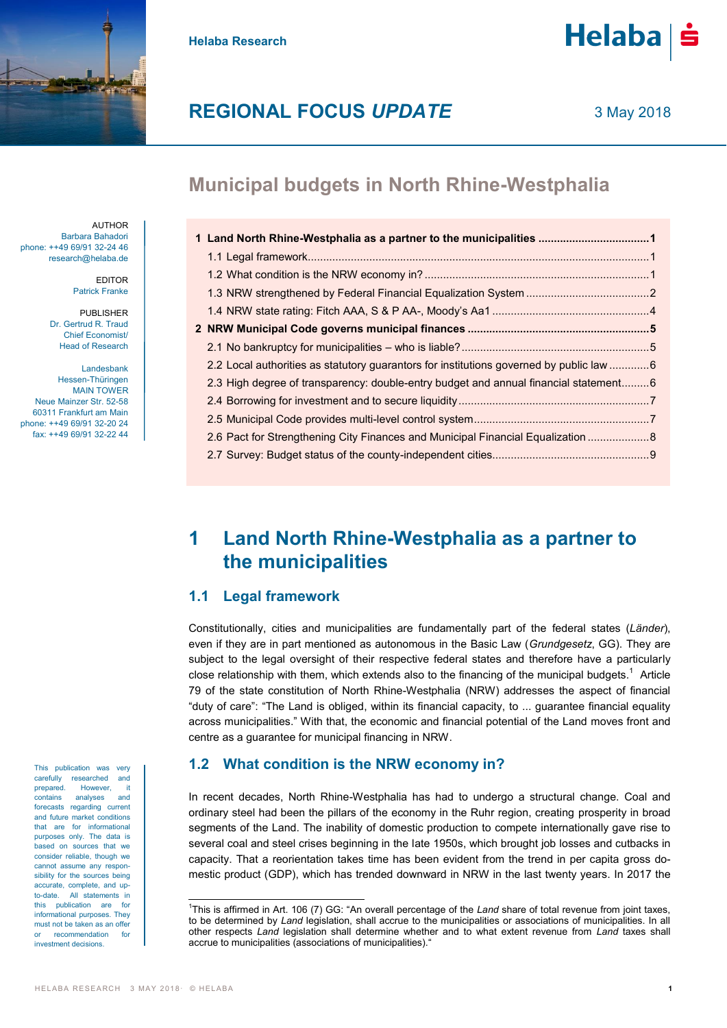Helaba Research

# REGIONAL FOCUS *UPDATE*

3 May 2018

## Municipal budgets in North Rhine-Westphalia

AUTHOR
Barbara Bahadori
phone: ++49 69/91 32-24 46
research@helaba.de

EDITOR
Patrick Franke

PUBLISHER
Dr. Gertrud R. Traud
Chief Economist/
Head of Research

Landesbank
Hessen-Thüringen
MAIN TOWER
Neue Mainzer Str. 52-58
60311 Frankfurt am Main
phone: ++49 69/91 32-20 24
fax: ++49 69/91 32-22 44

**1 Land North Rhine-Westphalia as a partner to the municipalities ... 1**
- 1.1 Legal framework ... 1
- 1.2 What condition is the NRW economy in? ... 1
- 1.3 NRW strengthened by Federal Financial Equalization System ... 2
- 1.4 NRW state rating: Fitch AAA, S & P AA-, Moody's Aa1 ... 4

**2 NRW Municipal Code governs municipal finances ... 5**
- 2.1 No bankruptcy for municipalities – who is liable? ... 5
- 2.2 Local authorities as statutory guarantors for institutions governed by public law ... 6
- 2.3 High degree of transparency: double-entry budget and annual financial statement ... 6
- 2.4 Borrowing for investment and to secure liquidity ... 7
- 2.5 Municipal Code provides multi-level control system ... 7
- 2.6 Pact for Strengthening City Finances and Municipal Financial Equalization ... 8
- 2.7 Survey: Budget status of the county-independent cities ... 9

# 1 Land North Rhine-Westphalia as a partner to the municipalities

## 1.1 Legal framework

Constitutionally, cities and municipalities are fundamentally part of the federal states (*Länder*), even if they are in part mentioned as autonomous in the Basic Law (*Grundgesetz*, GG). They are subject to the legal oversight of their respective federal states and therefore have a particularly close relationship with them, which extends also to the financing of the municipal budgets.[1] Article 79 of the state constitution of North Rhine-Westphalia (NRW) addresses the aspect of financial "duty of care": "The Land is obliged, within its financial capacity, to ... guarantee financial equality across municipalities." With that, the economic and financial potential of the Land moves front and centre as a guarantee for municipal financing in NRW.

## 1.2 What condition is the NRW economy in?

In recent decades, North Rhine-Westphalia has had to undergo a structural change. Coal and ordinary steel had been the pillars of the economy in the Ruhr region, creating prosperity in broad segments of the Land. The inability of domestic production to compete internationally gave rise to several coal and steel crises beginning in the late 1950s, which brought job losses and cutbacks in capacity. That a reorientation takes time has been evident from the trend in per capita gross domestic product (GDP), which has trended downward in NRW in the last twenty years. In 2017 the

This publication was very carefully researched and prepared. However, it contains analyses and forecasts regarding current and future market conditions that are for informational purposes only. The data is based on sources that we consider reliable, though we cannot assume any responsibility for the sources being accurate, complete, and up-to-date. All statements in this publication are for informational purposes. They must not be taken as an offer or recommendation for investment decisions.

[1] This is affirmed in Art. 106 (7) GG: "An overall percentage of the *Land* share of total revenue from joint taxes, to be determined by *Land* legislation, shall accrue to the municipalities or associations of municipalities. In all other respects *Land* legislation shall determine whether and to what extent revenue from *Land* taxes shall accrue to municipalities (associations of municipalities)."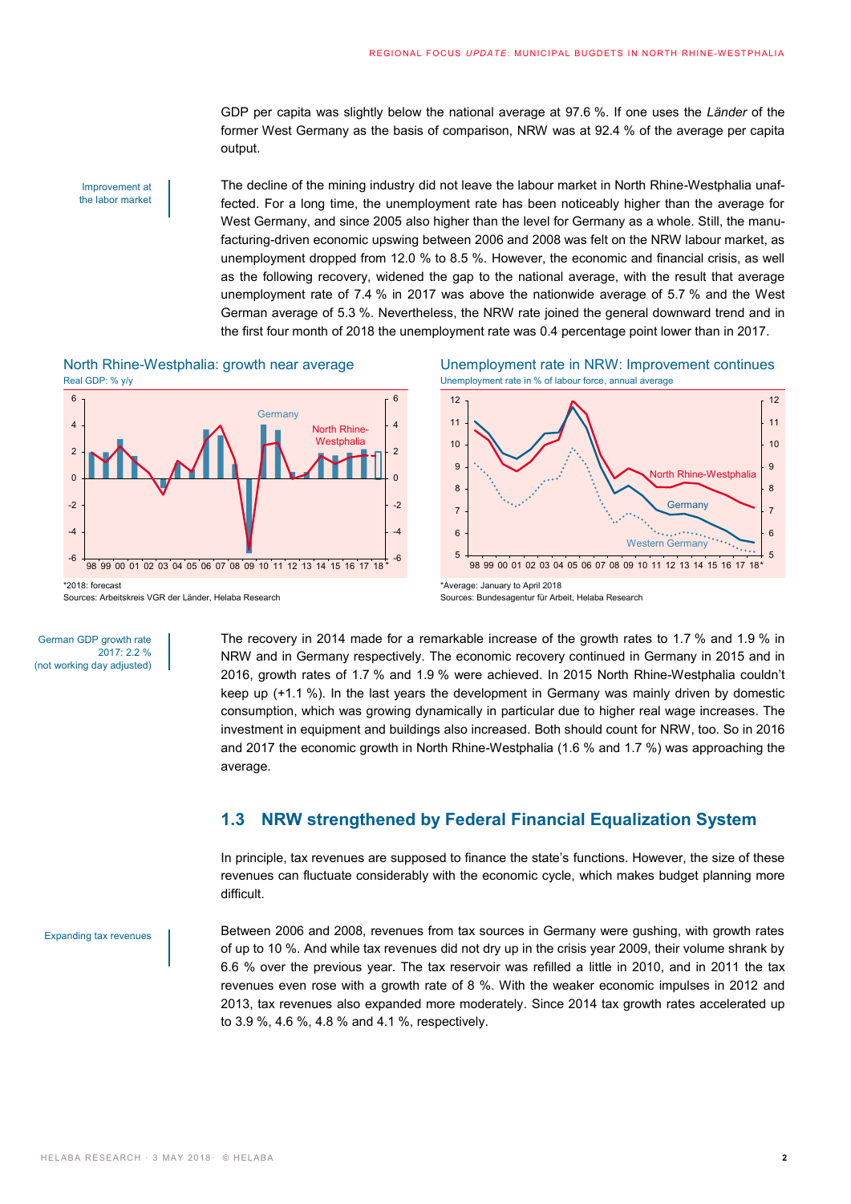GDP per capita was slightly below the national average at 97.6 %. If one uses the *Länder* of the former West Germany as the basis of comparison, NRW was at 92.4 % of the average per capita output.

Improvement at the labor market

The decline of the mining industry did not leave the labour market in North Rhine-Westphalia unaffected. For a long time, the unemployment rate has been noticeably higher than the average for West Germany, and since 2005 also higher than the level for Germany as a whole. Still, the manufacturing-driven economic upswing between 2006 and 2008 was felt on the NRW labour market, as unemployment dropped from 12.0 % to 8.5 %. However, the economic and financial crisis, as well as the following recovery, widened the gap to the national average, with the result that average unemployment rate of 7.4 % in 2017 was above the nationwide average of 5.7 % and the West German average of 5.3 %. Nevertheless, the NRW rate joined the general downward trend and in the first four month of 2018 the unemployment rate was 0.4 percentage point lower than in 2017.

**North Rhine-Westphalia: growth near average**

Real GDP: % y/y

*2018: forecast

Sources: Arbeitskreis VGR der Länder, Helaba Research

**Unemployment rate in NRW: Improvement continues**

Unemployment rate in % of labour force, annual average

*Average: January to April 2018

Sources: Bundesagentur für Arbeit, Helaba Research

German GDP growth rate 2017: 2.2 % (not working day adjusted)

The recovery in 2014 made for a remarkable increase of the growth rates to 1.7 % and 1.9 % in NRW and in Germany respectively. The economic recovery continued in Germany in 2015 and in 2016, growth rates of 1.7 % and 1.9 % were achieved. In 2015 North Rhine-Westphalia couldn't keep up (+1.1 %). In the last years the development in Germany was mainly driven by domestic consumption, which was growing dynamically in particular due to higher real wage increases. The investment in equipment and buildings also increased. Both should count for NRW, too. So in 2016 and 2017 the economic growth in North Rhine-Westphalia (1.6 % and 1.7 %) was approaching the average.

## 1.3 NRW strengthened by Federal Financial Equalization System

In principle, tax revenues are supposed to finance the state's functions. However, the size of these revenues can fluctuate considerably with the economic cycle, which makes budget planning more difficult.

Expanding tax revenues

Between 2006 and 2008, revenues from tax sources in Germany were gushing, with growth rates of up to 10 %. And while tax revenues did not dry up in the crisis year 2009, their volume shrank by 6.6 % over the previous year. The tax reservoir was refilled a little in 2010, and in 2011 the tax revenues even rose with a growth rate of 8 %. With the weaker economic impulses in 2012 and 2013, tax revenues also expanded more moderately. Since 2014 tax growth rates accelerated up to 3.9 %, 4.6 %, 4.8 % and 4.1 %, respectively.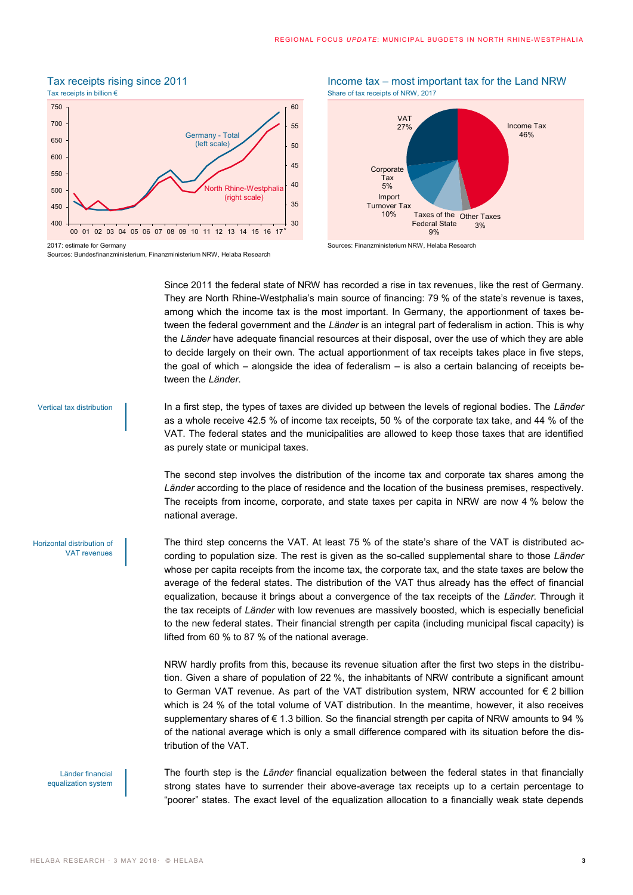### Tax receipts rising since 2011

Tax receipts in billion €

2017: estimate for Germany
Sources: Bundesfinanzministerium, Finanzministerium NRW, Helaba Research

### Income tax – most important tax for the Land NRW

Share of tax receipts of NRW, 2017

Sources: Finanzministerium NRW, Helaba Research

Since 2011 the federal state of NRW has recorded a rise in tax revenues, like the rest of Germany. They are North Rhine-Westphalia's main source of financing: 79 % of the state's revenue is taxes, among which the income tax is the most important. In Germany, the apportionment of taxes between the federal government and the *Länder* is an integral part of federalism in action. This is why the *Länder* have adequate financial resources at their disposal, over the use of which they are able to decide largely on their own. The actual apportionment of tax receipts takes place in five steps, the goal of which – alongside the idea of federalism – is also a certain balancing of receipts between the *Länder*.

Vertical tax distribution

In a first step, the types of taxes are divided up between the levels of regional bodies. The *Länder* as a whole receive 42.5 % of income tax receipts, 50 % of the corporate tax take, and 44 % of the VAT. The federal states and the municipalities are allowed to keep those taxes that are identified as purely state or municipal taxes.

The second step involves the distribution of the income tax and corporate tax shares among the *Länder* according to the place of residence and the location of the business premises, respectively. The receipts from income, corporate, and state taxes per capita in NRW are now 4 % below the national average.

Horizontal distribution of VAT revenues

The third step concerns the VAT. At least 75 % of the state's share of the VAT is distributed according to population size. The rest is given as the so-called supplemental share to those *Länder* whose per capita receipts from the income tax, the corporate tax, and the state taxes are below the average of the federal states. The distribution of the VAT thus already has the effect of financial equalization, because it brings about a convergence of the tax receipts of the *Länder*. Through it the tax receipts of *Länder* with low revenues are massively boosted, which is especially beneficial to the new federal states. Their financial strength per capita (including municipal fiscal capacity) is lifted from 60 % to 87 % of the national average.

NRW hardly profits from this, because its revenue situation after the first two steps in the distribution. Given a share of population of 22 %, the inhabitants of NRW contribute a significant amount to German VAT revenue. As part of the VAT distribution system, NRW accounted for € 2 billion which is 24 % of the total volume of VAT distribution. In the meantime, however, it also receives supplementary shares of € 1.3 billion. So the financial strength per capita of NRW amounts to 94 % of the national average which is only a small difference compared with its situation before the distribution of the VAT.

Länder financial equalization system

The fourth step is the *Länder* financial equalization between the federal states in that financially strong states have to surrender their above-average tax receipts up to a certain percentage to "poorer" states. The exact level of the equalization allocation to a financially weak state depends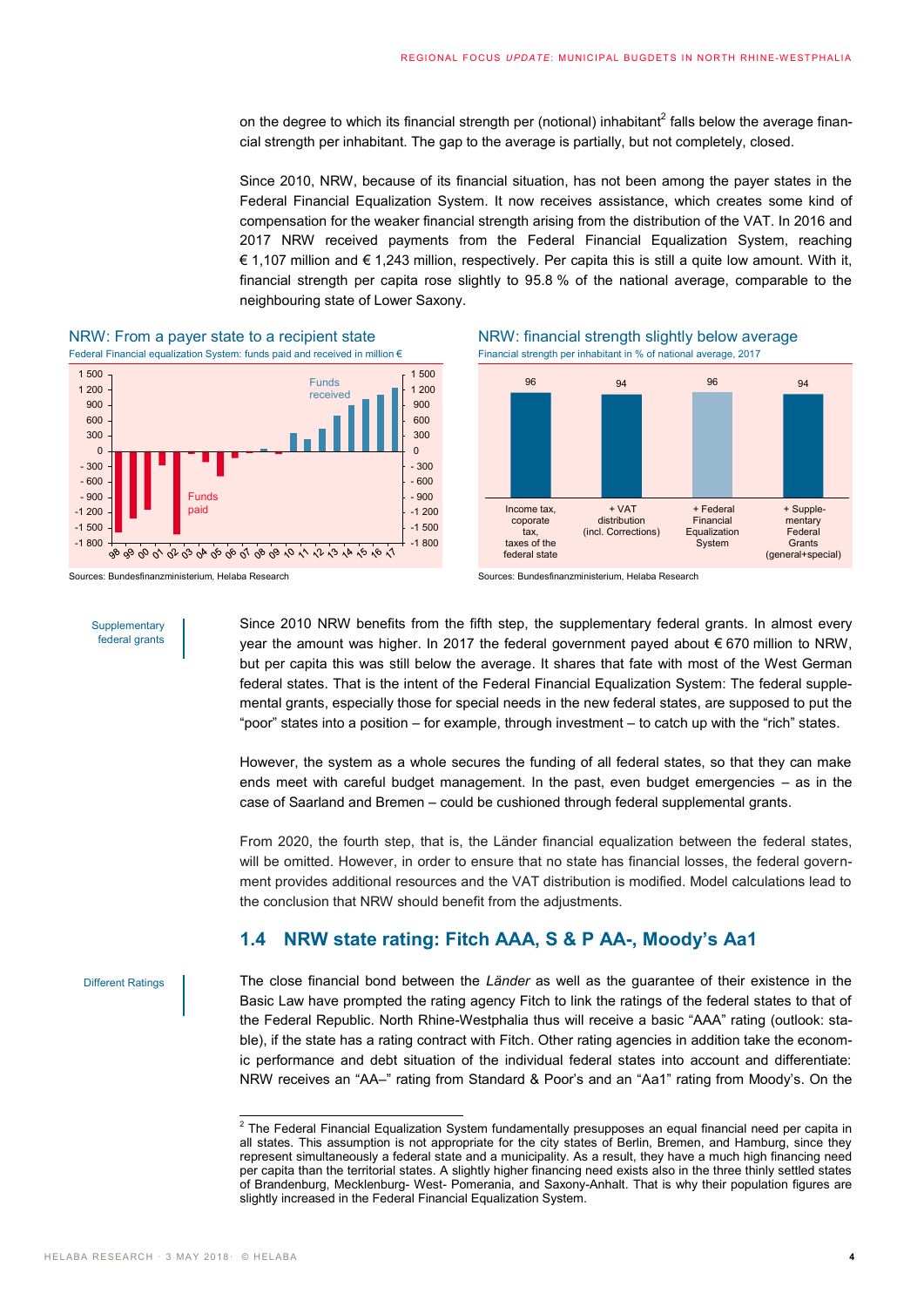on the degree to which its financial strength per (notional) inhabitant[2] falls below the average financial strength per inhabitant. The gap to the average is partially, but not completely, closed.

Since 2010, NRW, because of its financial situation, has not been among the payer states in the Federal Financial Equalization System. It now receives assistance, which creates some kind of compensation for the weaker financial strength arising from the distribution of the VAT. In 2016 and 2017 NRW received payments from the Federal Financial Equalization System, reaching € 1,107 million and € 1,243 million, respectively. Per capita this is still a quite low amount. With it, financial strength per capita rose slightly to 95.8 % of the national average, comparable to the neighbouring state of Lower Saxony.

**NRW: From a payer state to a recipient state**

Federal Financial equalization System: funds paid and received in million €

Sources: Bundesfinanzministerium, Helaba Research

**NRW: financial strength slightly below average**

Financial strength per inhabitant in % of national average, 2017

| Income tax, coporate tax, taxes of the federal state | + VAT distribution (incl. Corrections) | + Federal Financial Equalization System | + Supplementary Federal Grants (general+special) |
|---|---|---|---|
| 96 | 94 | 96 | 94 |

Sources: Bundesfinanzministerium, Helaba Research

*Supplementary federal grants*

Since 2010 NRW benefits from the fifth step, the supplementary federal grants. In almost every year the amount was higher. In 2017 the federal government payed about € 670 million to NRW, but per capita this was still below the average. It shares that fate with most of the West German federal states. That is the intent of the Federal Financial Equalization System: The federal supplemental grants, especially those for special needs in the new federal states, are supposed to put the "poor" states into a position – for example, through investment – to catch up with the "rich" states.

However, the system as a whole secures the funding of all federal states, so that they can make ends meet with careful budget management. In the past, even budget emergencies – as in the case of Saarland and Bremen – could be cushioned through federal supplemental grants.

From 2020, the fourth step, that is, the Länder financial equalization between the federal states, will be omitted. However, in order to ensure that no state has financial losses, the federal government provides additional resources and the VAT distribution is modified. Model calculations lead to the conclusion that NRW should benefit from the adjustments.

## 1.4 NRW state rating: Fitch AAA, S & P AA-, Moody's Aa1

*Different Ratings*

The close financial bond between the *Länder* as well as the guarantee of their existence in the Basic Law have prompted the rating agency Fitch to link the ratings of the federal states to that of the Federal Republic. North Rhine-Westphalia thus will receive a basic "AAA" rating (outlook: stable), if the state has a rating contract with Fitch. Other rating agencies in addition take the economic performance and debt situation of the individual federal states into account and differentiate: NRW receives an "AA–" rating from Standard & Poor's and an "Aa1" rating from Moody's. On the

[2] The Federal Financial Equalization System fundamentally presupposes an equal financial need per capita in all states. This assumption is not appropriate for the city states of Berlin, Bremen, and Hamburg, since they represent simultaneously a federal state and a municipality. As a result, they have a much high financing need per capita than the territorial states. A slightly higher financing need exists also in the three thinly settled states of Brandenburg, Mecklenburg- West- Pomerania, and Saxony-Anhalt. That is why their population figures are slightly increased in the Federal Financial Equalization System.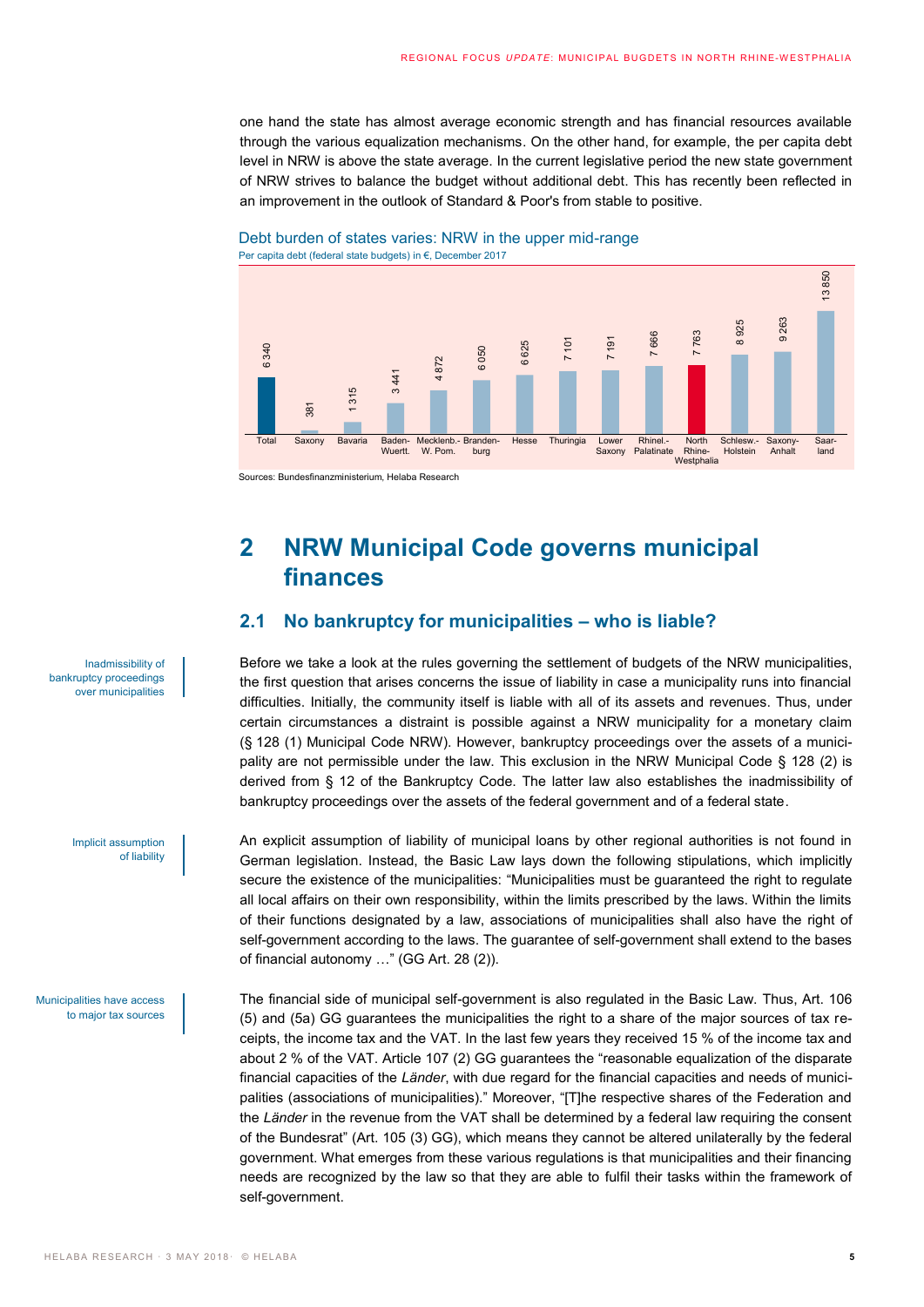one hand the state has almost average economic strength and has financial resources available through the various equalization mechanisms. On the other hand, for example, the per capita debt level in NRW is above the state average. In the current legislative period the new state government of NRW strives to balance the budget without additional debt. This has recently been reflected in an improvement in the outlook of Standard & Poor's from stable to positive.

**Debt burden of states varies: NRW in the upper mid-range**

Per capita debt (federal state budgets) in €, December 2017

| State | Per capita debt (€) |
|---|---|
| Total | 6 340 |
| Saxony | 381 |
| Bavaria | 1 315 |
| Baden-Wuertt. | 3 441 |
| Mecklenb.-W. Pom. | 4 872 |
| Brandenburg | 6 050 |
| Hesse | 6 625 |
| Thuringia | 7 101 |
| Lower Saxony | 7 191 |
| Rhinel.-Palatinate | 7 666 |
| North Rhine-Westphalia | 7 763 |
| Schlesw.-Holstein | 8 925 |
| Saxony-Anhalt | 9 263 |
| Saarland | 13 850 |

Sources: Bundesfinanzministerium, Helaba Research

# 2 NRW Municipal Code governs municipal finances

## 2.1 No bankruptcy for municipalities – who is liable?

*Inadmissibility of bankruptcy proceedings over municipalities*

Before we take a look at the rules governing the settlement of budgets of the NRW municipalities, the first question that arises concerns the issue of liability in case a municipality runs into financial difficulties. Initially, the community itself is liable with all of its assets and revenues. Thus, under certain circumstances a distraint is possible against a NRW municipality for a monetary claim (§ 128 (1) Municipal Code NRW). However, bankruptcy proceedings over the assets of a municipality are not permissible under the law. This exclusion in the NRW Municipal Code § 128 (2) is derived from § 12 of the Bankruptcy Code. The latter law also establishes the inadmissibility of bankruptcy proceedings over the assets of the federal government and of a federal state.

*Implicit assumption of liability*

An explicit assumption of liability of municipal loans by other regional authorities is not found in German legislation. Instead, the Basic Law lays down the following stipulations, which implicitly secure the existence of the municipalities: "Municipalities must be guaranteed the right to regulate all local affairs on their own responsibility, within the limits prescribed by the laws. Within the limits of their functions designated by a law, associations of municipalities shall also have the right of self-government according to the laws. The guarantee of self-government shall extend to the bases of financial autonomy …" (GG Art. 28 (2)).

*Municipalities have access to major tax sources*

The financial side of municipal self-government is also regulated in the Basic Law. Thus, Art. 106 (5) and (5a) GG guarantees the municipalities the right to a share of the major sources of tax receipts, the income tax and the VAT. In the last few years they received 15 % of the income tax and about 2 % of the VAT. Article 107 (2) GG guarantees the "reasonable equalization of the disparate financial capacities of the *Länder*, with due regard for the financial capacities and needs of municipalities (associations of municipalities)." Moreover, "[T]he respective shares of the Federation and the *Länder* in the revenue from the VAT shall be determined by a federal law requiring the consent of the Bundesrat" (Art. 105 (3) GG), which means they cannot be altered unilaterally by the federal government. What emerges from these various regulations is that municipalities and their financing needs are recognized by the law so that they are able to fulfil their tasks within the framework of self-government.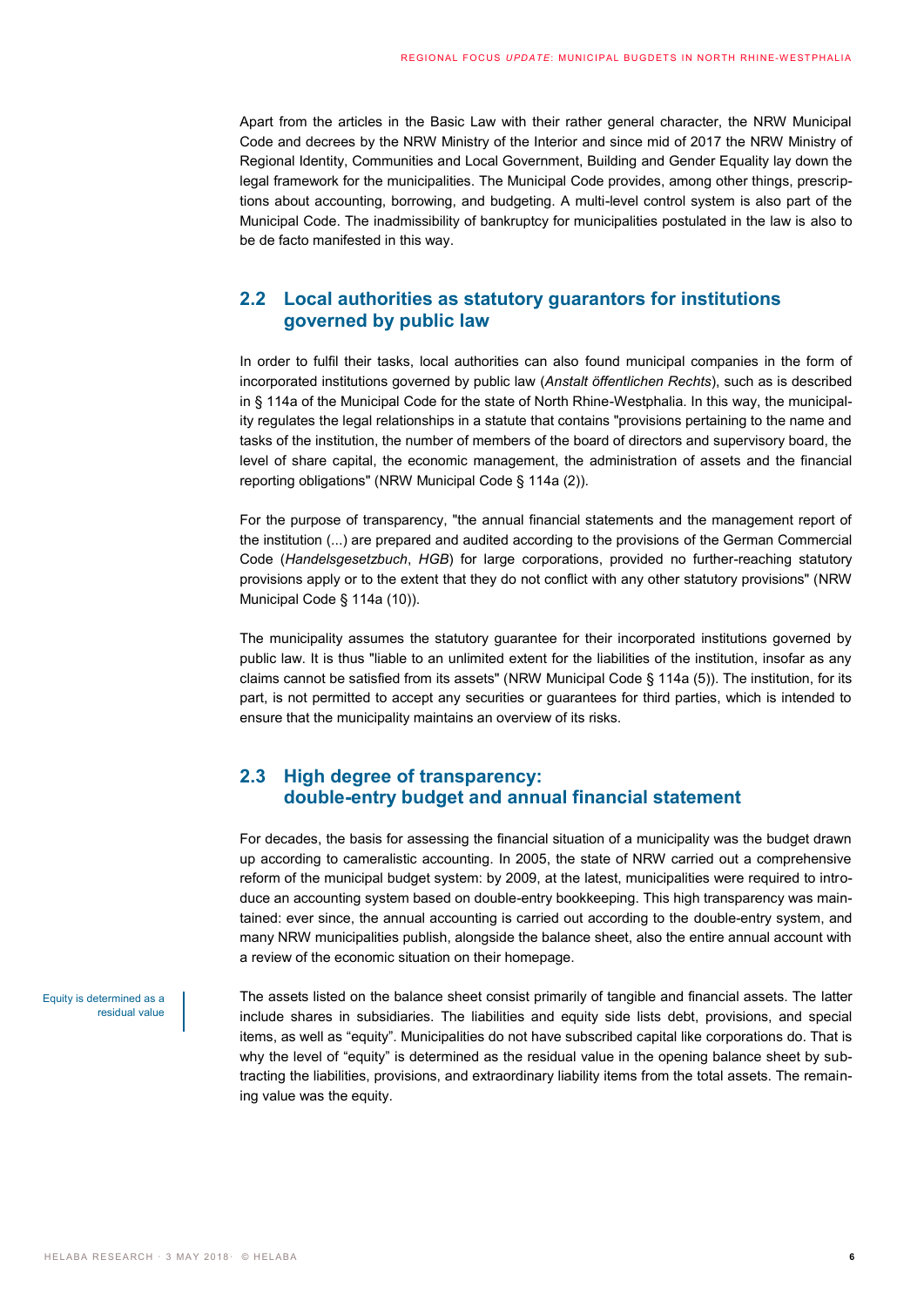Apart from the articles in the Basic Law with their rather general character, the NRW Municipal Code and decrees by the NRW Ministry of the Interior and since mid of 2017 the NRW Ministry of Regional Identity, Communities and Local Government, Building and Gender Equality lay down the legal framework for the municipalities. The Municipal Code provides, among other things, prescriptions about accounting, borrowing, and budgeting. A multi-level control system is also part of the Municipal Code. The inadmissibility of bankruptcy for municipalities postulated in the law is also to be de facto manifested in this way.

## 2.2 Local authorities as statutory guarantors for institutions governed by public law

In order to fulfil their tasks, local authorities can also found municipal companies in the form of incorporated institutions governed by public law (*Anstalt öffentlichen Rechts*), such as is described in § 114a of the Municipal Code for the state of North Rhine-Westphalia. In this way, the municipality regulates the legal relationships in a statute that contains "provisions pertaining to the name and tasks of the institution, the number of members of the board of directors and supervisory board, the level of share capital, the economic management, the administration of assets and the financial reporting obligations" (NRW Municipal Code § 114a (2)).

For the purpose of transparency, "the annual financial statements and the management report of the institution (...) are prepared and audited according to the provisions of the German Commercial Code (*Handelsgesetzbuch*, *HGB*) for large corporations, provided no further-reaching statutory provisions apply or to the extent that they do not conflict with any other statutory provisions" (NRW Municipal Code § 114a (10)).

The municipality assumes the statutory guarantee for their incorporated institutions governed by public law. It is thus "liable to an unlimited extent for the liabilities of the institution, insofar as any claims cannot be satisfied from its assets" (NRW Municipal Code § 114a (5)). The institution, for its part, is not permitted to accept any securities or guarantees for third parties, which is intended to ensure that the municipality maintains an overview of its risks.

## 2.3 High degree of transparency: double-entry budget and annual financial statement

For decades, the basis for assessing the financial situation of a municipality was the budget drawn up according to cameralistic accounting. In 2005, the state of NRW carried out a comprehensive reform of the municipal budget system: by 2009, at the latest, municipalities were required to introduce an accounting system based on double-entry bookkeeping. This high transparency was maintained: ever since, the annual accounting is carried out according to the double-entry system, and many NRW municipalities publish, alongside the balance sheet, also the entire annual account with a review of the economic situation on their homepage.

Equity is determined as a residual value

The assets listed on the balance sheet consist primarily of tangible and financial assets. The latter include shares in subsidiaries. The liabilities and equity side lists debt, provisions, and special items, as well as "equity". Municipalities do not have subscribed capital like corporations do. That is why the level of "equity" is determined as the residual value in the opening balance sheet by subtracting the liabilities, provisions, and extraordinary liability items from the total assets. The remaining value was the equity.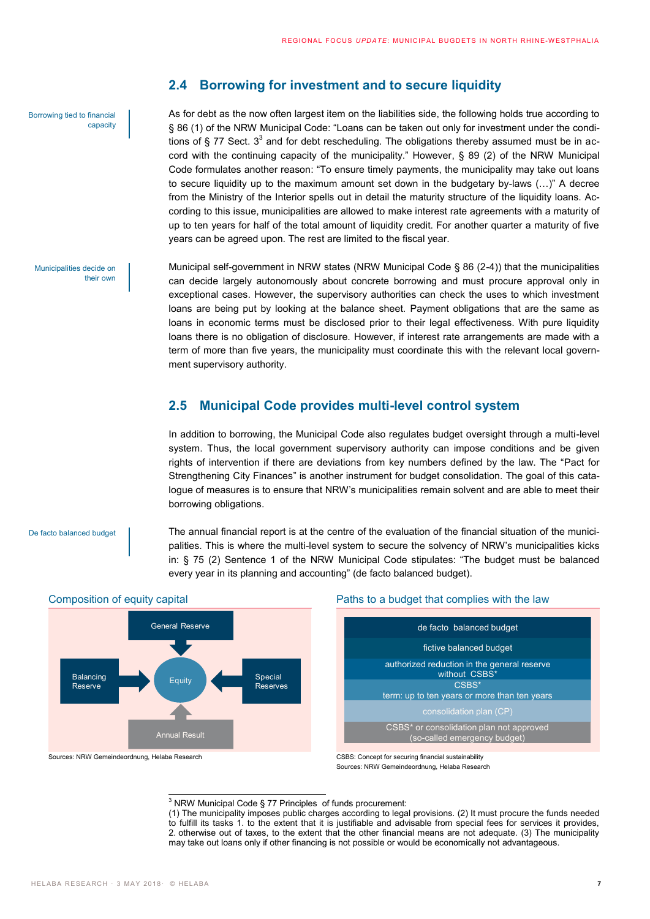## 2.4 Borrowing for investment and to secure liquidity

Borrowing tied to financial capacity

As for debt as the now often largest item on the liabilities side, the following holds true according to § 86 (1) of the NRW Municipal Code: "Loans can be taken out only for investment under the conditions of § 77 Sect. 3[3] and for debt rescheduling. The obligations thereby assumed must be in accord with the continuing capacity of the municipality." However, § 89 (2) of the NRW Municipal Code formulates another reason: "To ensure timely payments, the municipality may take out loans to secure liquidity up to the maximum amount set down in the budgetary by-laws (…)" A decree from the Ministry of the Interior spells out in detail the maturity structure of the liquidity loans. According to this issue, municipalities are allowed to make interest rate agreements with a maturity of up to ten years for half of the total amount of liquidity credit. For another quarter a maturity of five years can be agreed upon. The rest are limited to the fiscal year.

Municipalities decide on their own

Municipal self-government in NRW states (NRW Municipal Code § 86 (2-4)) that the municipalities can decide largely autonomously about concrete borrowing and must procure approval only in exceptional cases. However, the supervisory authorities can check the uses to which investment loans are being put by looking at the balance sheet. Payment obligations that are the same as loans in economic terms must be disclosed prior to their legal effectiveness. With pure liquidity loans there is no obligation of disclosure. However, if interest rate arrangements are made with a term of more than five years, the municipality must coordinate this with the relevant local government supervisory authority.

## 2.5 Municipal Code provides multi-level control system

In addition to borrowing, the Municipal Code also regulates budget oversight through a multi-level system. Thus, the local government supervisory authority can impose conditions and be given rights of intervention if there are deviations from key numbers defined by the law. The "Pact for Strengthening City Finances" is another instrument for budget consolidation. The goal of this catalogue of measures is to ensure that NRW's municipalities remain solvent and are able to meet their borrowing obligations.

De facto balanced budget

The annual financial report is at the centre of the evaluation of the financial situation of the municipalities. This is where the multi-level system to secure the solvency of NRW's municipalities kicks in: § 75 (2) Sentence 1 of the NRW Municipal Code stipulates: "The budget must be balanced every year in its planning and accounting" (de facto balanced budget).

**Composition of equity capital**

General Reserve → Equity; Balancing Reserve → Equity; Special Reserves → Equity; Annual Result → Equity

Sources: NRW Gemeindeordnung, Helaba Research

**Paths to a budget that complies with the law**

| |
|---|
| de facto balanced budget |
| fictive balanced budget |
| authorized reduction in the general reserve without CSBS* |
| CSBS* term: up to ten years or more than ten years |
| consolidation plan (CP) |
| CSBS* or consolidation plan not approved (so-called emergency budget) |

CSBS: Concept for securing financial sustainability
Sources: NRW Gemeindeordnung, Helaba Research

[3] NRW Municipal Code § 77 Principles of funds procurement:
(1) The municipality imposes public charges according to legal provisions. (2) It must procure the funds needed to fulfill its tasks 1. to the extent that it is justifiable and advisable from special fees for services it provides, 2. otherwise out of taxes, to the extent that the other financial means are not adequate. (3) The municipality may take out loans only if other financing is not possible or would be economically not advantageous.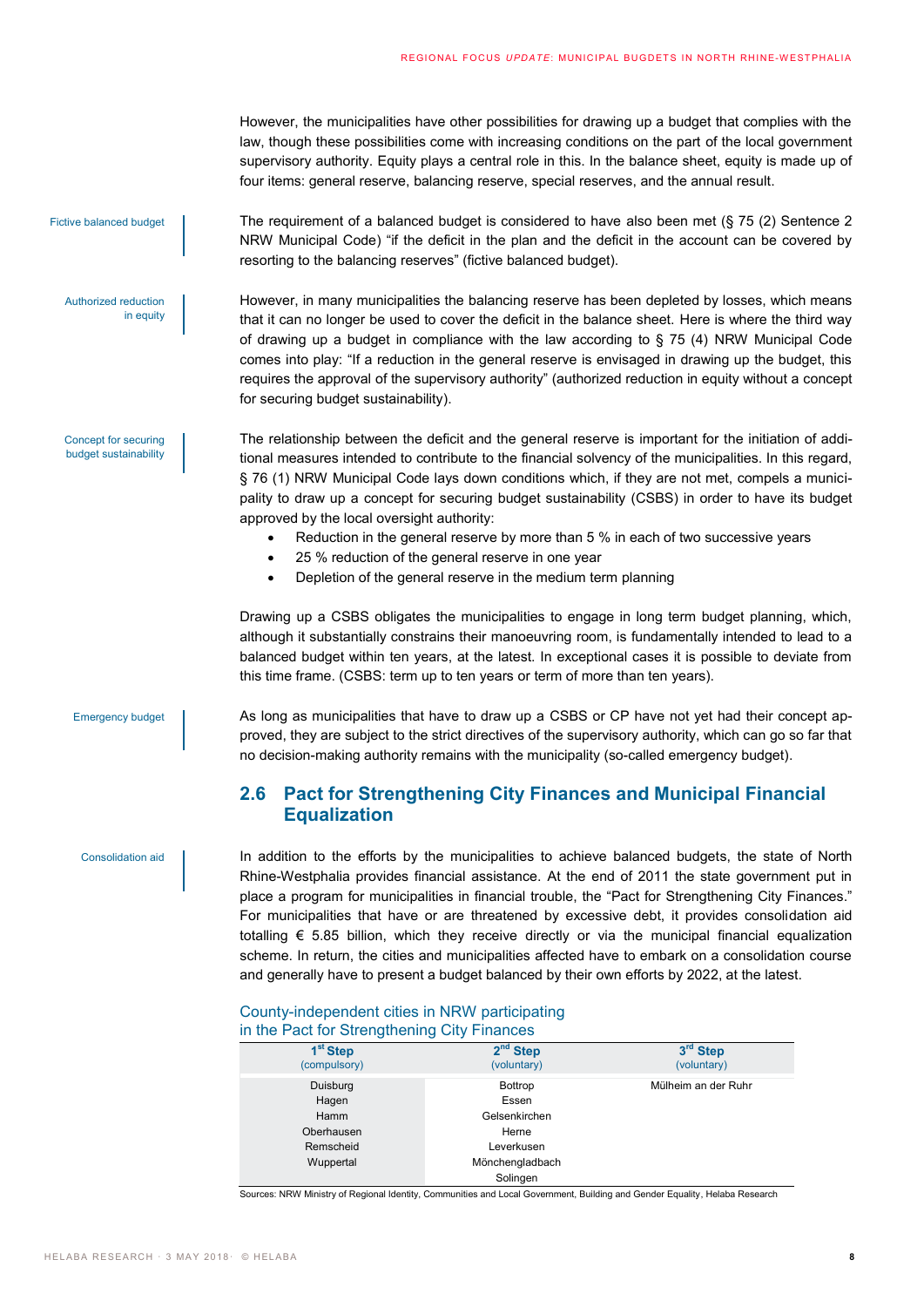However, the municipalities have other possibilities for drawing up a budget that complies with the law, though these possibilities come with increasing conditions on the part of the local government supervisory authority. Equity plays a central role in this. In the balance sheet, equity is made up of four items: general reserve, balancing reserve, special reserves, and the annual result.

Fictive balanced budget

The requirement of a balanced budget is considered to have also been met (§ 75 (2) Sentence 2 NRW Municipal Code) "if the deficit in the plan and the deficit in the account can be covered by resorting to the balancing reserves" (fictive balanced budget).

Authorized reduction in equity

However, in many municipalities the balancing reserve has been depleted by losses, which means that it can no longer be used to cover the deficit in the balance sheet. Here is where the third way of drawing up a budget in compliance with the law according to § 75 (4) NRW Municipal Code comes into play: "If a reduction in the general reserve is envisaged in drawing up the budget, this requires the approval of the supervisory authority" (authorized reduction in equity without a concept for securing budget sustainability).

Concept for securing budget sustainability

The relationship between the deficit and the general reserve is important for the initiation of additional measures intended to contribute to the financial solvency of the municipalities. In this regard, § 76 (1) NRW Municipal Code lays down conditions which, if they are not met, compels a municipality to draw up a concept for securing budget sustainability (CSBS) in order to have its budget approved by the local oversight authority:

- Reduction in the general reserve by more than 5 % in each of two successive years
- 25 % reduction of the general reserve in one year
- Depletion of the general reserve in the medium term planning

Drawing up a CSBS obligates the municipalities to engage in long term budget planning, which, although it substantially constrains their manoeuvring room, is fundamentally intended to lead to a balanced budget within ten years, at the latest. In exceptional cases it is possible to deviate from this time frame. (CSBS: term up to ten years or term of more than ten years).

Emergency budget

As long as municipalities that have to draw up a CSBS or CP have not yet had their concept approved, they are subject to the strict directives of the supervisory authority, which can go so far that no decision-making authority remains with the municipality (so-called emergency budget).

## 2.6 Pact for Strengthening City Finances and Municipal Financial Equalization

Consolidation aid

In addition to the efforts by the municipalities to achieve balanced budgets, the state of North Rhine-Westphalia provides financial assistance. At the end of 2011 the state government put in place a program for municipalities in financial trouble, the "Pact for Strengthening City Finances." For municipalities that have or are threatened by excessive debt, it provides consolidation aid totalling € 5.85 billion, which they receive directly or via the municipal financial equalization scheme. In return, the cities and municipalities affected have to embark on a consolidation course and generally have to present a budget balanced by their own efforts by 2022, at the latest.

County-independent cities in NRW participating in the Pact for Strengthening City Finances

| 1st Step (compulsory) | 2nd Step (voluntary) | 3rd Step (voluntary) |
|---|---|---|
| Duisburg | Bottrop | Mülheim an der Ruhr |
| Hagen | Essen | |
| Hamm | Gelsenkirchen | |
| Oberhausen | Herne | |
| Remscheid | Leverkusen | |
| Wuppertal | Mönchengladbach | |
| | Solingen | |

Sources: NRW Ministry of Regional Identity, Communities and Local Government, Building and Gender Equality, Helaba Research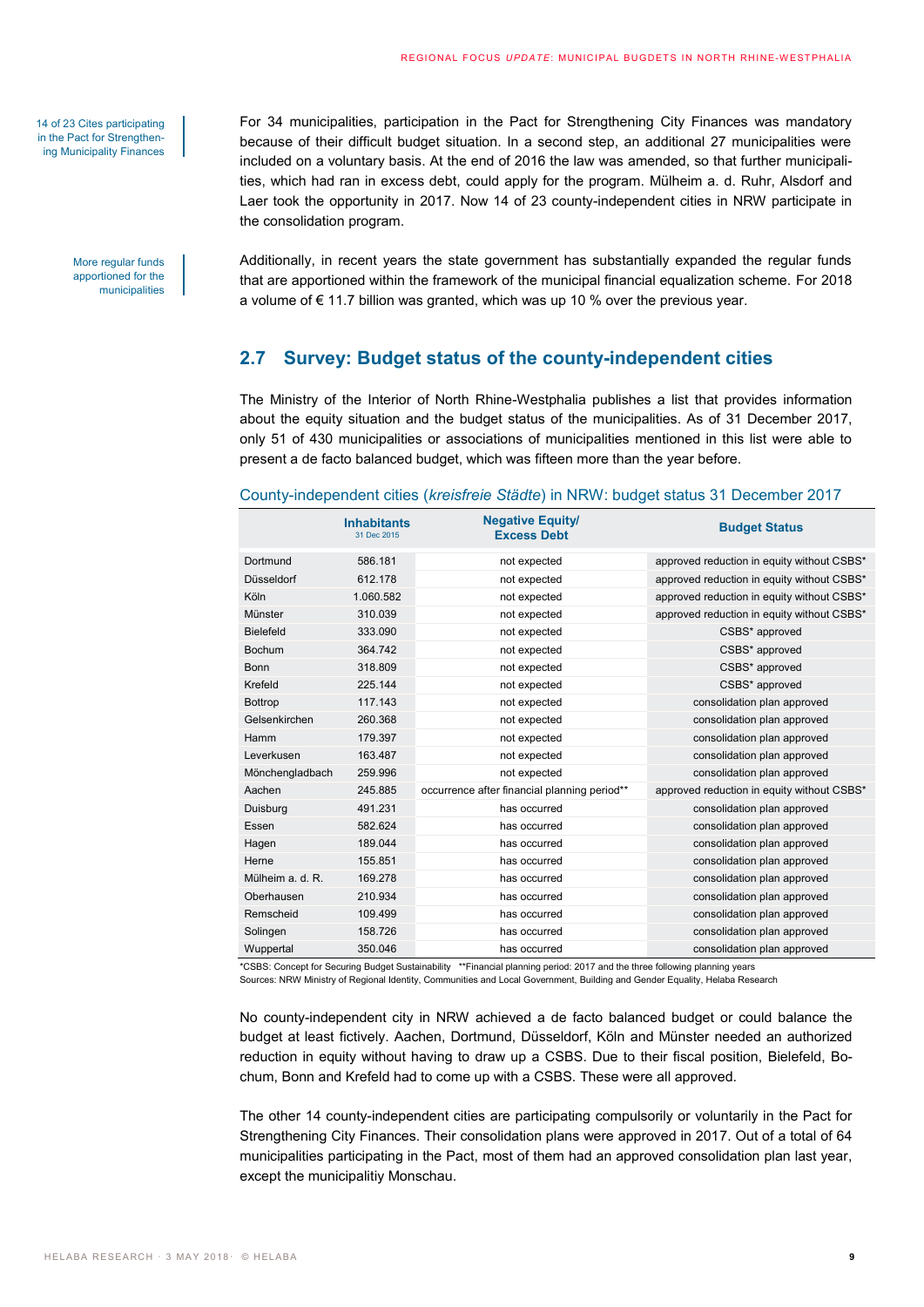14 of 23 Cites participating in the Pact for Strengthening Municipality Finances

For 34 municipalities, participation in the Pact for Strengthening City Finances was mandatory because of their difficult budget situation. In a second step, an additional 27 municipalities were included on a voluntary basis. At the end of 2016 the law was amended, so that further municipalities, which had ran in excess debt, could apply for the program. Mülheim a. d. Ruhr, Alsdorf and Laer took the opportunity in 2017. Now 14 of 23 county-independent cities in NRW participate in the consolidation program.

More regular funds apportioned for the municipalities

Additionally, in recent years the state government has substantially expanded the regular funds that are apportioned within the framework of the municipal financial equalization scheme. For 2018 a volume of € 11.7 billion was granted, which was up 10 % over the previous year.

## 2.7 Survey: Budget status of the county-independent cities

The Ministry of the Interior of North Rhine-Westphalia publishes a list that provides information about the equity situation and the budget status of the municipalities. As of 31 December 2017, only 51 of 430 municipalities or associations of municipalities mentioned in this list were able to present a de facto balanced budget, which was fifteen more than the year before.

County-independent cities (*kreisfreie Städte*) in NRW: budget status 31 December 2017

| | **Inhabitants** 31 Dec 2015 | **Negative Equity/ Excess Debt** | **Budget Status** |
|---|---|---|---|
| Dortmund | 586.181 | not expected | approved reduction in equity without CSBS* |
| Düsseldorf | 612.178 | not expected | approved reduction in equity without CSBS* |
| Köln | 1.060.582 | not expected | approved reduction in equity without CSBS* |
| Münster | 310.039 | not expected | approved reduction in equity without CSBS* |
| Bielefeld | 333.090 | not expected | CSBS* approved |
| Bochum | 364.742 | not expected | CSBS* approved |
| Bonn | 318.809 | not expected | CSBS* approved |
| Krefeld | 225.144 | not expected | CSBS* approved |
| Bottrop | 117.143 | not expected | consolidation plan approved |
| Gelsenkirchen | 260.368 | not expected | consolidation plan approved |
| Hamm | 179.397 | not expected | consolidation plan approved |
| Leverkusen | 163.487 | not expected | consolidation plan approved |
| Mönchengladbach | 259.996 | not expected | consolidation plan approved |
| Aachen | 245.885 | occurrence after financial planning period** | approved reduction in equity without CSBS* |
| Duisburg | 491.231 | has occurred | consolidation plan approved |
| Essen | 582.624 | has occurred | consolidation plan approved |
| Hagen | 189.044 | has occurred | consolidation plan approved |
| Herne | 155.851 | has occurred | consolidation plan approved |
| Mülheim a. d. R. | 169.278 | has occurred | consolidation plan approved |
| Oberhausen | 210.934 | has occurred | consolidation plan approved |
| Remscheid | 109.499 | has occurred | consolidation plan approved |
| Solingen | 158.726 | has occurred | consolidation plan approved |
| Wuppertal | 350.046 | has occurred | consolidation plan approved |

*CSBS: Concept for Securing Budget Sustainability **Financial planning period: 2017 and the three following planning years
Sources: NRW Ministry of Regional Identity, Communities and Local Government, Building and Gender Equality, Helaba Research

No county-independent city in NRW achieved a de facto balanced budget or could balance the budget at least fictively. Aachen, Dortmund, Düsseldorf, Köln and Münster needed an authorized reduction in equity without having to draw up a CSBS. Due to their fiscal position, Bielefeld, Bochum, Bonn and Krefeld had to come up with a CSBS. These were all approved.

The other 14 county-independent cities are participating compulsorily or voluntarily in the Pact for Strengthening City Finances. Their consolidation plans were approved in 2017. Out of a total of 64 municipalities participating in the Pact, most of them had an approved consolidation plan last year, except the municipalitiy Monschau.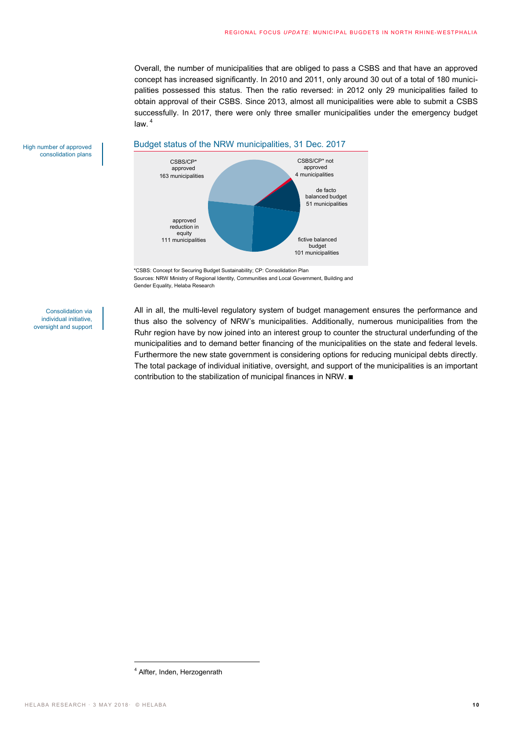Overall, the number of municipalities that are obliged to pass a CSBS and that have an approved concept has increased significantly. In 2010 and 2011, only around 30 out of a total of 180 municipalities possessed this status. Then the ratio reversed: in 2012 only 29 municipalities failed to obtain approval of their CSBS. Since 2013, almost all municipalities were able to submit a CSBS successfully. In 2017, there were only three smaller municipalities under the emergency budget law.[4]

High number of approved consolidation plans

**Budget status of the NRW municipalities, 31 Dec. 2017**

CSBS/CP* approved
163 municipalities

CSBS/CP* not approved
4 municipalities

de facto balanced budget
51 municipalities

fictive balanced budget
101 municipalities

approved reduction in equity
111 municipalities

*CSBS: Concept for Securing Budget Sustainability; CP: Consolidation Plan
Sources: NRW Ministry of Regional Identity, Communities and Local Government, Building and Gender Equality, Helaba Research

Consolidation via individual initiative, oversight and support

All in all, the multi-level regulatory system of budget management ensures the performance and thus also the solvency of NRW's municipalities. Additionally, numerous municipalities from the Ruhr region have by now joined into an interest group to counter the structural underfunding of the municipalities and to demand better financing of the municipalities on the state and federal levels. Furthermore the new state government is considering options for reducing municipal debts directly. The total package of individual initiative, oversight, and support of the municipalities is an important contribution to the stabilization of municipal finances in NRW. ■

[4] Alfter, Inden, Herzogenrath